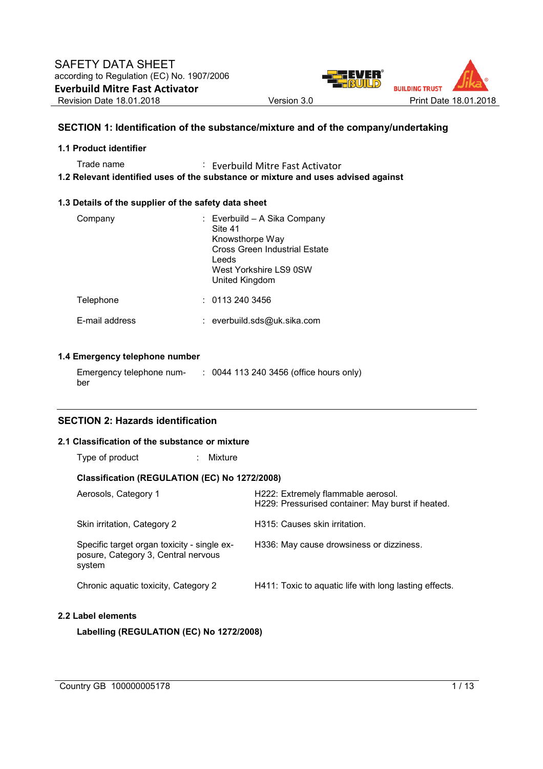# SAFETY DATA SHEET

according to Regulation (EC) No. 1907/2006

**Everbuild Mitre Fast Activator**

Revision Date 18.01.2018 Version 3.0 Print Date 18.01.2018

## SECTION 1: Identification of the substance/mixture and of the company/undertaking

### 1.1 Product identifier

| | | |
|---|---|---|
| Trade name | : | Everbuild Mitre Fast Activator |

### 1.2 Relevant identified uses of the substance or mixture and uses advised against

### 1.3 Details of the supplier of the safety data sheet

| | | |
|---|---|---|
| Company | : | Everbuild – A Sika Company<br>Site 41<br>Knowsthorpe Way<br>Cross Green Industrial Estate<br>Leeds<br>West Yorkshire LS9 0SW<br>United Kingdom |
| Telephone | : | 0113 240 3456 |
| E-mail address | : | everbuild.sds@uk.sika.com |

### 1.4 Emergency telephone number

| | | |
|---|---|---|
| Emergency telephone number | : | 0044 113 240 3456 (office hours only) |

## SECTION 2: Hazards identification

### 2.1 Classification of the substance or mixture

| | | |
|---|---|---|
| Type of product | : | Mixture |

**Classification (REGULATION (EC) No 1272/2008)**

| | |
|---|---|
| Aerosols, Category 1 | H222: Extremely flammable aerosol.<br>H229: Pressurised container: May burst if heated. |
| Skin irritation, Category 2 | H315: Causes skin irritation. |
| Specific target organ toxicity - single exposure, Category 3, Central nervous system | H336: May cause drowsiness or dizziness. |
| Chronic aquatic toxicity, Category 2 | H411: Toxic to aquatic life with long lasting effects. |

### 2.2 Label elements

**Labelling (REGULATION (EC) No 1272/2008)**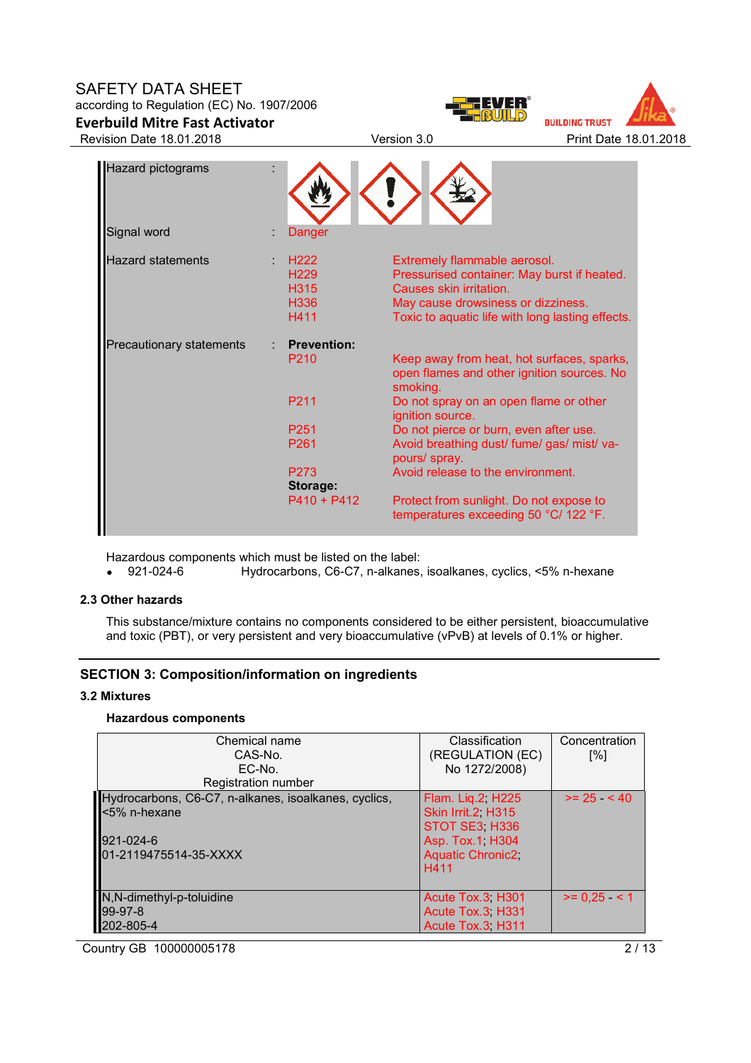| | | | |
|---|---|---|---|
| Hazard pictograms | : | | |
| Signal word | : | Danger | |
| Hazard statements | : | H222 | Extremely flammable aerosol. |
| | | H229 | Pressurised container: May burst if heated. |
| | | H315 | Causes skin irritation. |
| | | H336 | May cause drowsiness or dizziness. |
| | | H411 | Toxic to aquatic life with long lasting effects. |
| Precautionary statements | : | **Prevention:** | |
| | | P210 | Keep away from heat, hot surfaces, sparks, open flames and other ignition sources. No smoking. |
| | | P211 | Do not spray on an open flame or other ignition source. |
| | | P251 | Do not pierce or burn, even after use. |
| | | P261 | Avoid breathing dust/ fume/ gas/ mist/ vapours/ spray. |
| | | P273 | Avoid release to the environment. |
| | | **Storage:** | |
| | | P410 + P412 | Protect from sunlight. Do not expose to temperatures exceeding 50 °C/ 122 °F. |

Hazardous components which must be listed on the label:

- 921-024-6 Hydrocarbons, C6-C7, n-alkanes, isoalkanes, cyclics, <5% n-hexane

### 2.3 Other hazards

This substance/mixture contains no components considered to be either persistent, bioaccumulative and toxic (PBT), or very persistent and very bioaccumulative (vPvB) at levels of 0.1% or higher.

## SECTION 3: Composition/information on ingredients

### 3.2 Mixtures

**Hazardous components**

| Chemical name<br>CAS-No.<br>EC-No.<br>Registration number | Classification<br>(REGULATION (EC)<br>No 1272/2008) | Concentration<br>[%] |
|---|---|---|
| Hydrocarbons, C6-C7, n-alkanes, isoalkanes, cyclics, <5% n-hexane<br><br>921-024-6<br>01-2119475514-35-XXXX | Flam. Liq.2; H225<br>Skin Irrit.2; H315<br>STOT SE3; H336<br>Asp. Tox.1; H304<br>Aquatic Chronic2; H411 | >= 25 - < 40 |
| N,N-dimethyl-p-toluidine<br>99-97-8<br>202-805-4 | Acute Tox.3; H301<br>Acute Tox.3; H331<br>Acute Tox.3; H311 | >= 0,25 - < 1 |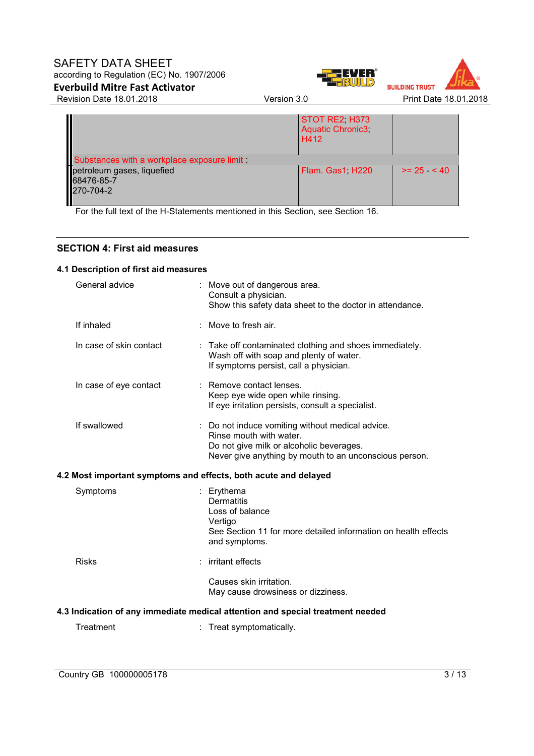| | | |
|---|---|---|
| | STOT RE2; H373<br>Aquatic Chronic3; H412 | |
| Substances with a workplace exposure limit : | | |
| petroleum gases, liquefied<br>68476-85-7<br>270-704-2 | Flam. Gas1; H220 | >= 25 - < 40 |

For the full text of the H-Statements mentioned in this Section, see Section 16.

## SECTION 4: First aid measures

### 4.1 Description of first aid measures

General advice : Move out of dangerous area.
Consult a physician.
Show this safety data sheet to the doctor in attendance.

If inhaled : Move to fresh air.

In case of skin contact : Take off contaminated clothing and shoes immediately.
Wash off with soap and plenty of water.
If symptoms persist, call a physician.

In case of eye contact : Remove contact lenses.
Keep eye wide open while rinsing.
If eye irritation persists, consult a specialist.

If swallowed : Do not induce vomiting without medical advice.
Rinse mouth with water.
Do not give milk or alcoholic beverages.
Never give anything by mouth to an unconscious person.

### 4.2 Most important symptoms and effects, both acute and delayed

Symptoms : Erythema
Dermatitis
Loss of balance
Vertigo
See Section 11 for more detailed information on health effects and symptoms.

Risks : irritant effects

Causes skin irritation.
May cause drowsiness or dizziness.

### 4.3 Indication of any immediate medical attention and special treatment needed

Treatment : Treat symptomatically.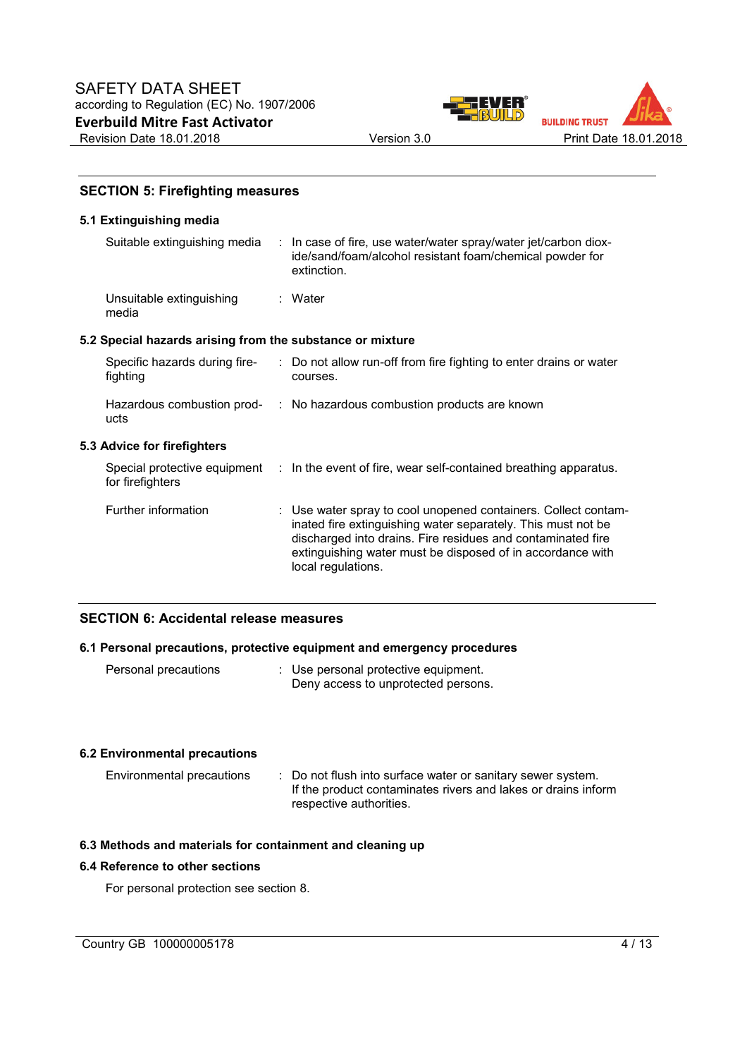## SECTION 5: Firefighting measures

### 5.1 Extinguishing media

| | |
|---|---|
| Suitable extinguishing media | : In case of fire, use water/water spray/water jet/carbon dioxide/sand/foam/alcohol resistant foam/chemical powder for extinction. |
| Unsuitable extinguishing media | : Water |

### 5.2 Special hazards arising from the substance or mixture

| | |
|---|---|
| Specific hazards during fire-fighting | : Do not allow run-off from fire fighting to enter drains or water courses. |
| Hazardous combustion products | : No hazardous combustion products are known |

### 5.3 Advice for firefighters

| | |
|---|---|
| Special protective equipment for firefighters | : In the event of fire, wear self-contained breathing apparatus. |
| Further information | : Use water spray to cool unopened containers. Collect contaminated fire extinguishing water separately. This must not be discharged into drains. Fire residues and contaminated fire extinguishing water must be disposed of in accordance with local regulations. |

## SECTION 6: Accidental release measures

### 6.1 Personal precautions, protective equipment and emergency procedures

| | |
|---|---|
| Personal precautions | : Use personal protective equipment.<br>Deny access to unprotected persons. |

### 6.2 Environmental precautions

| | |
|---|---|
| Environmental precautions | : Do not flush into surface water or sanitary sewer system.<br>If the product contaminates rivers and lakes or drains inform respective authorities. |

### 6.3 Methods and materials for containment and cleaning up

### 6.4 Reference to other sections

For personal protection see section 8.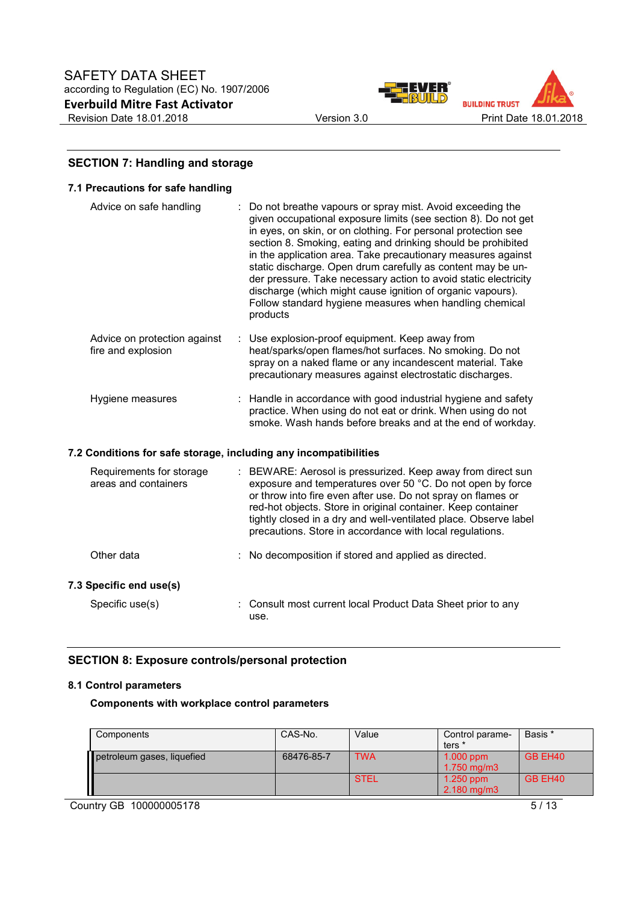## SECTION 7: Handling and storage

### 7.1 Precautions for safe handling

| | |
|---|---|
| Advice on safe handling | : Do not breathe vapours or spray mist. Avoid exceeding the given occupational exposure limits (see section 8). Do not get in eyes, on skin, or on clothing. For personal protection see section 8. Smoking, eating and drinking should be prohibited in the application area. Take precautionary measures against static discharge. Open drum carefully as content may be under pressure. Take necessary action to avoid static electricity discharge (which might cause ignition of organic vapours). Follow standard hygiene measures when handling chemical products |
| Advice on protection against fire and explosion | : Use explosion-proof equipment. Keep away from heat/sparks/open flames/hot surfaces. No smoking. Do not spray on a naked flame or any incandescent material. Take precautionary measures against electrostatic discharges. |
| Hygiene measures | : Handle in accordance with good industrial hygiene and safety practice. When using do not eat or drink. When using do not smoke. Wash hands before breaks and at the end of workday. |

### 7.2 Conditions for safe storage, including any incompatibilities

| | |
|---|---|
| Requirements for storage areas and containers | : BEWARE: Aerosol is pressurized. Keep away from direct sun exposure and temperatures over 50 °C. Do not open by force or throw into fire even after use. Do not spray on flames or red-hot objects. Store in original container. Keep container tightly closed in a dry and well-ventilated place. Observe label precautions. Store in accordance with local regulations. |
| Other data | : No decomposition if stored and applied as directed. |

### 7.3 Specific end use(s)

| | |
|---|---|
| Specific use(s) | : Consult most current local Product Data Sheet prior to any use. |

## SECTION 8: Exposure controls/personal protection

### 8.1 Control parameters

**Components with workplace control parameters**

| Components | CAS-No. | Value | Control parameters * | Basis * |
|---|---|---|---|---|
| petroleum gases, liquefied | 68476-85-7 | TWA | 1.000 ppm<br>1.750 mg/m3 | GB EH40 |
| | | STEL | 1.250 ppm<br>2.180 mg/m3 | GB EH40 |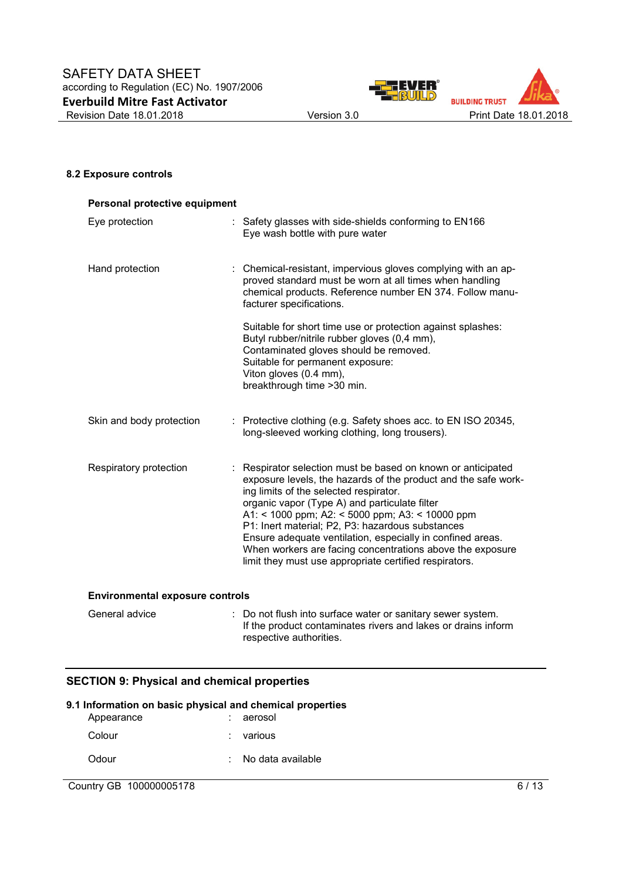### 8.2 Exposure controls

**Personal protective equipment**

| | |
|---|---|
| Eye protection | Safety glasses with side-shields conforming to EN166<br>Eye wash bottle with pure water |
| Hand protection | Chemical-resistant, impervious gloves complying with an approved standard must be worn at all times when handling chemical products. Reference number EN 374. Follow manufacturer specifications.<br><br>Suitable for short time use or protection against splashes:<br>Butyl rubber/nitrile rubber gloves (0,4 mm),<br>Contaminated gloves should be removed.<br>Suitable for permanent exposure:<br>Viton gloves (0.4 mm),<br>breakthrough time >30 min. |
| Skin and body protection | Protective clothing (e.g. Safety shoes acc. to EN ISO 20345, long-sleeved working clothing, long trousers). |
| Respiratory protection | Respirator selection must be based on known or anticipated exposure levels, the hazards of the product and the safe working limits of the selected respirator.<br>organic vapor (Type A) and particulate filter<br>A1: < 1000 ppm; A2: < 5000 ppm; A3: < 10000 ppm<br>P1: Inert material; P2, P3: hazardous substances<br>Ensure adequate ventilation, especially in confined areas.<br>When workers are facing concentrations above the exposure limit they must use appropriate certified respirators. |

**Environmental exposure controls**

| | |
|---|---|
| General advice | Do not flush into surface water or sanitary sewer system.<br>If the product contaminates rivers and lakes or drains inform respective authorities. |

## SECTION 9: Physical and chemical properties

### 9.1 Information on basic physical and chemical properties

| | |
|---|---|
| Appearance | aerosol |
| Colour | various |
| Odour | No data available |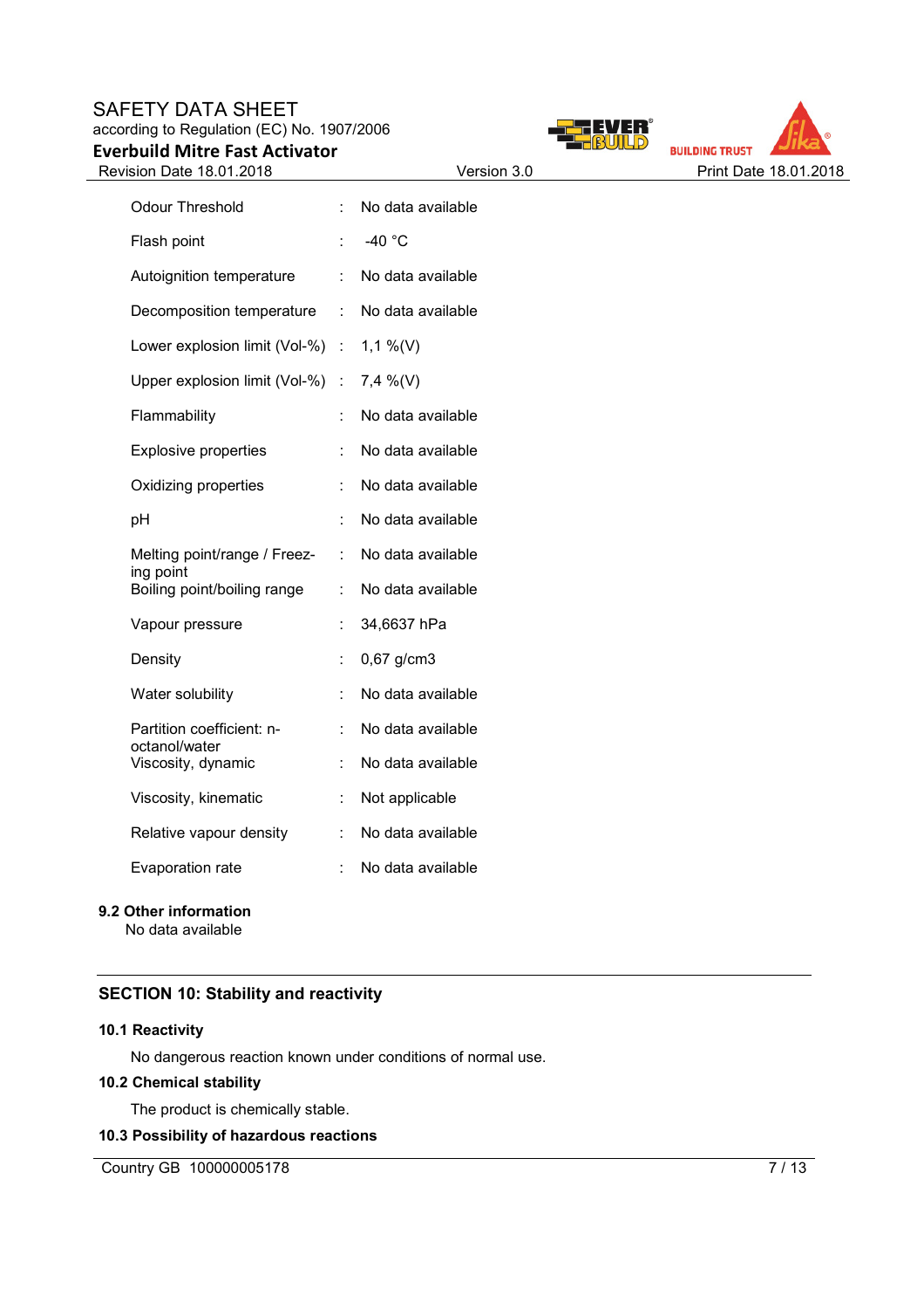| Property | | Value |
|---|---|---|
| Odour Threshold | : | No data available |
| Flash point | : | -40 °C |
| Autoignition temperature | : | No data available |
| Decomposition temperature | : | No data available |
| Lower explosion limit (Vol-%) | : | 1,1 %(V) |
| Upper explosion limit (Vol-%) | : | 7,4 %(V) |
| Flammability | : | No data available |
| Explosive properties | : | No data available |
| Oxidizing properties | : | No data available |
| pH | : | No data available |
| Melting point/range / Freezing point | : | No data available |
| Boiling point/boiling range | : | No data available |
| Vapour pressure | : | 34,6637 hPa |
| Density | : | 0,67 g/cm3 |
| Water solubility | : | No data available |
| Partition coefficient: n-octanol/water | : | No data available |
| Viscosity, dynamic | : | No data available |
| Viscosity, kinematic | : | Not applicable |
| Relative vapour density | : | No data available |
| Evaporation rate | : | No data available |

### 9.2 Other information

No data available

## SECTION 10: Stability and reactivity

### 10.1 Reactivity

No dangerous reaction known under conditions of normal use.

### 10.2 Chemical stability

The product is chemically stable.

### 10.3 Possibility of hazardous reactions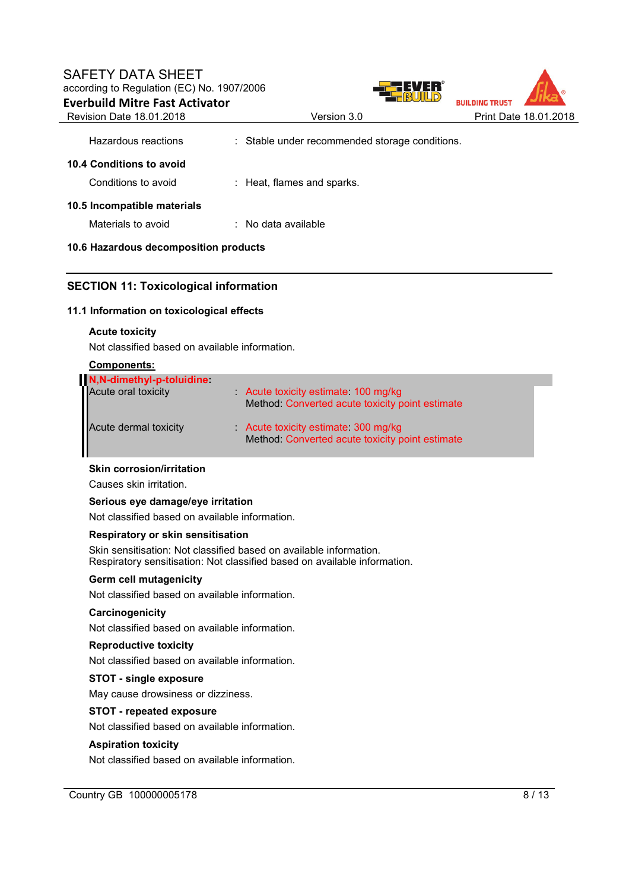Hazardous reactions : Stable under recommended storage conditions.

### 10.4 Conditions to avoid

Conditions to avoid : Heat, flames and sparks.

### 10.5 Incompatible materials

Materials to avoid : No data available

### 10.6 Hazardous decomposition products

## SECTION 11: Toxicological information

### 11.1 Information on toxicological effects

**Acute toxicity**

Not classified based on available information.

**Components:**

**N,N-dimethyl-p-toluidine:**

Acute oral toxicity : Acute toxicity estimate: 100 mg/kg
Method: Converted acute toxicity point estimate

Acute dermal toxicity : Acute toxicity estimate: 300 mg/kg
Method: Converted acute toxicity point estimate

**Skin corrosion/irritation**

Causes skin irritation.

**Serious eye damage/eye irritation**

Not classified based on available information.

**Respiratory or skin sensitisation**

Skin sensitisation: Not classified based on available information.
Respiratory sensitisation: Not classified based on available information.

**Germ cell mutagenicity**

Not classified based on available information.

**Carcinogenicity**

Not classified based on available information.

**Reproductive toxicity**

Not classified based on available information.

**STOT - single exposure**

May cause drowsiness or dizziness.

**STOT - repeated exposure**

Not classified based on available information.

**Aspiration toxicity**

Not classified based on available information.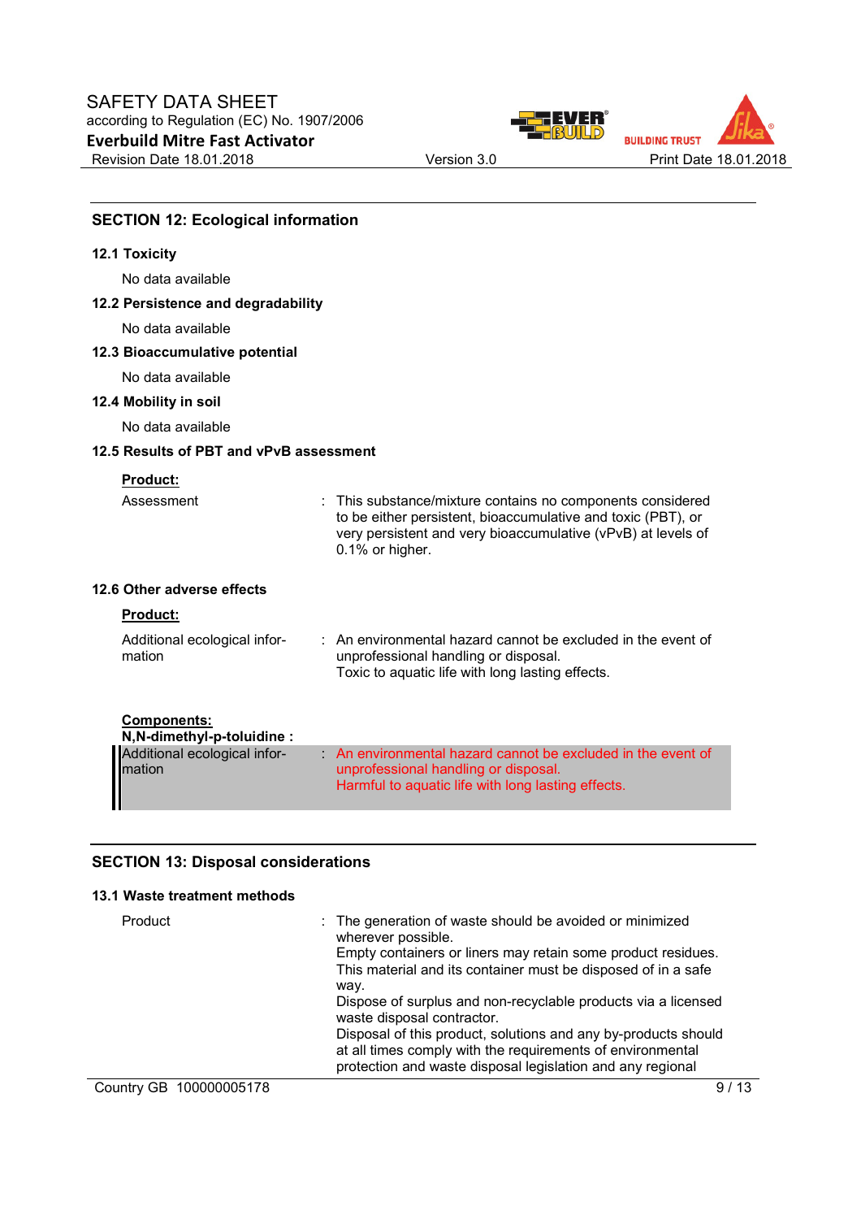## SECTION 12: Ecological information

### 12.1 Toxicity

No data available

### 12.2 Persistence and degradability

No data available

### 12.3 Bioaccumulative potential

No data available

### 12.4 Mobility in soil

No data available

### 12.5 Results of PBT and vPvB assessment

**Product:**

Assessment : This substance/mixture contains no components considered to be either persistent, bioaccumulative and toxic (PBT), or very persistent and very bioaccumulative (vPvB) at levels of 0.1% or higher.

### 12.6 Other adverse effects

**Product:**

Additional ecological information : An environmental hazard cannot be excluded in the event of unprofessional handling or disposal.
Toxic to aquatic life with long lasting effects.

**Components:**

**N,N-dimethyl-p-toluidine :**

Additional ecological information : An environmental hazard cannot be excluded in the event of unprofessional handling or disposal.
Harmful to aquatic life with long lasting effects.

## SECTION 13: Disposal considerations

### 13.1 Waste treatment methods

Product : The generation of waste should be avoided or minimized wherever possible.
Empty containers or liners may retain some product residues.
This material and its container must be disposed of in a safe way.
Dispose of surplus and non-recyclable products via a licensed waste disposal contractor.
Disposal of this product, solutions and any by-products should at all times comply with the requirements of environmental protection and waste disposal legislation and any regional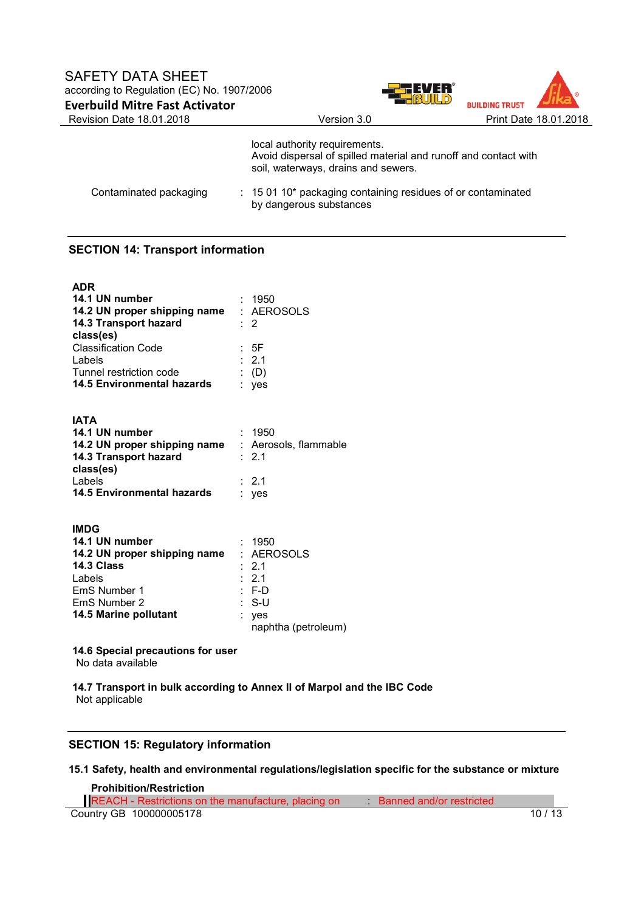local authority requirements.
Avoid dispersal of spilled material and runoff and contact with soil, waterways, drains and sewers.

| | | |
|---|---|---|
| Contaminated packaging | : | 15 01 10* packaging containing residues of or contaminated by dangerous substances |

## SECTION 14: Transport information

**ADR**

| | | |
|---|---|---|
| **14.1 UN number** | : | 1950 |
| **14.2 UN proper shipping name** | : | AEROSOLS |
| **14.3 Transport hazard class(es)** | : | 2 |
| Classification Code | : | 5F |
| Labels | : | 2.1 |
| Tunnel restriction code | : | (D) |
| **14.5 Environmental hazards** | : | yes |

**IATA**

| | | |
|---|---|---|
| **14.1 UN number** | : | 1950 |
| **14.2 UN proper shipping name** | : | Aerosols, flammable |
| **14.3 Transport hazard class(es)** | : | 2.1 |
| Labels | : | 2.1 |
| **14.5 Environmental hazards** | : | yes |

**IMDG**

| | | |
|---|---|---|
| **14.1 UN number** | : | 1950 |
| **14.2 UN proper shipping name** | : | AEROSOLS |
| **14.3 Class** | : | 2.1 |
| Labels | : | 2.1 |
| EmS Number 1 | : | F-D |
| EmS Number 2 | : | S-U |
| **14.5 Marine pollutant** | : | yes<br>naphtha (petroleum) |

**14.6 Special precautions for user**
No data available

**14.7 Transport in bulk according to Annex II of Marpol and the IBC Code**
Not applicable

## SECTION 15: Regulatory information

**15.1 Safety, health and environmental regulations/legislation specific for the substance or mixture**

**Prohibition/Restriction**

| | | |
|---|---|---|
| REACH - Restrictions on the manufacture, placing on | : | Banned and/or restricted |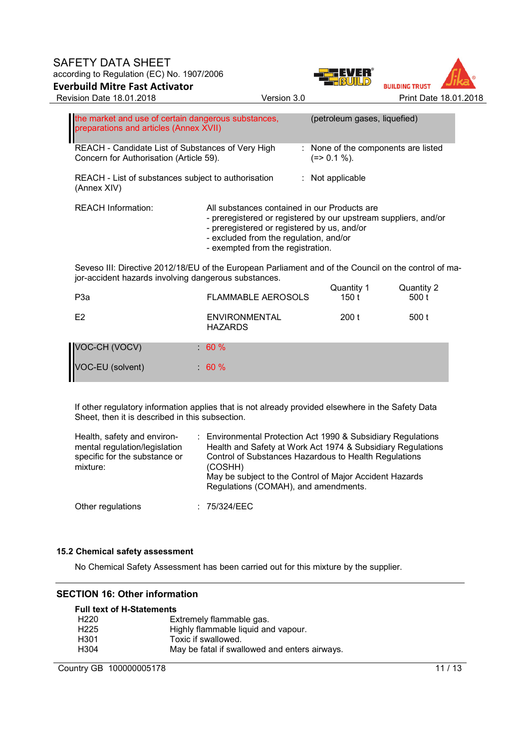| | |
|---|---|
| the market and use of certain dangerous substances, preparations and articles (Annex XVII) | (petroleum gases, liquefied) |
| REACH - Candidate List of Substances of Very High Concern for Authorisation (Article 59). | : None of the components are listed (=> 0.1 %). |
| REACH - List of substances subject to authorisation (Annex XIV) | : Not applicable |

REACH Information: All substances contained in our Products are
- preregistered or registered by our upstream suppliers, and/or
- preregistered or registered by us, and/or
- excluded from the regulation, and/or
- exempted from the registration.

Seveso III: Directive 2012/18/EU of the European Parliament and of the Council on the control of major-accident hazards involving dangerous substances.

| | | Quantity 1 | Quantity 2 |
|---|---|---|---|
| P3a | FLAMMABLE AEROSOLS | 150 t | 500 t |
| E2 | ENVIRONMENTAL HAZARDS | 200 t | 500 t |

VOC-CH (VOCV) : 60 %

VOC-EU (solvent) : 60 %

If other regulatory information applies that is not already provided elsewhere in the Safety Data Sheet, then it is described in this subsection.

Health, safety and environmental regulation/legislation specific for the substance or mixture: : Environmental Protection Act 1990 & Subsidiary Regulations
Health and Safety at Work Act 1974 & Subsidiary Regulations
Control of Substances Hazardous to Health Regulations (COSHH)
May be subject to the Control of Major Accident Hazards Regulations (COMAH), and amendments.

Other regulations : 75/324/EEC

### 15.2 Chemical safety assessment

No Chemical Safety Assessment has been carried out for this mixture by the supplier.

## SECTION 16: Other information

**Full text of H-Statements**

| | |
|---|---|
| H220 | Extremely flammable gas. |
| H225 | Highly flammable liquid and vapour. |
| H301 | Toxic if swallowed. |
| H304 | May be fatal if swallowed and enters airways. |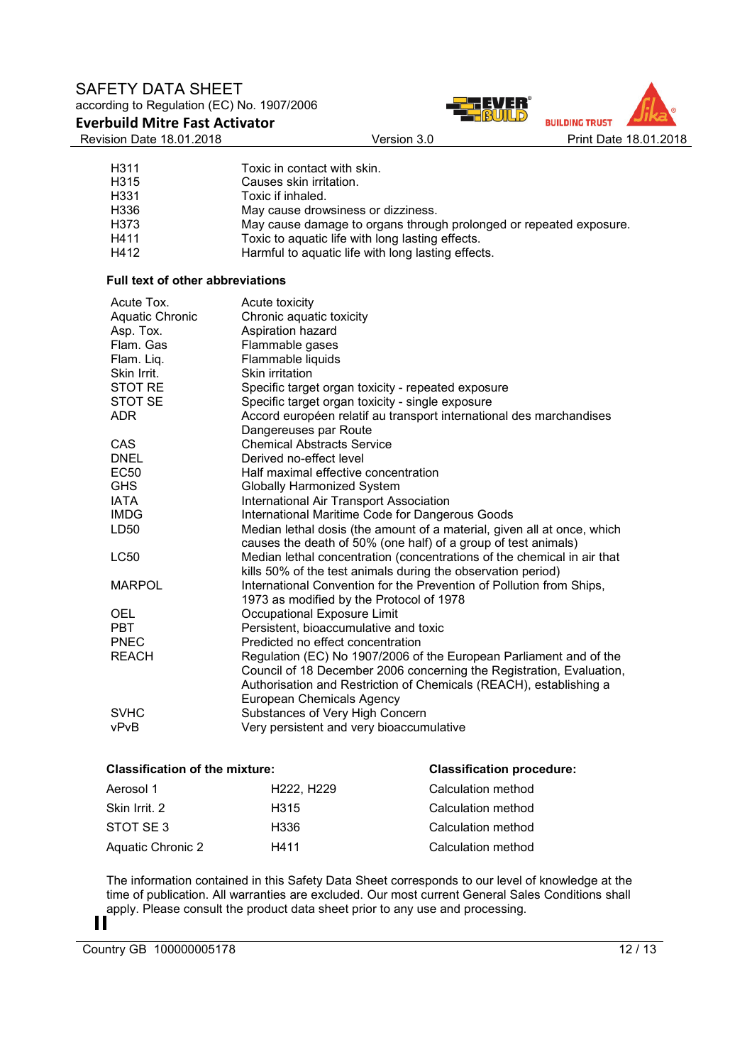| | |
|---|---|
| H311 | Toxic in contact with skin. |
| H315 | Causes skin irritation. |
| H331 | Toxic if inhaled. |
| H336 | May cause drowsiness or dizziness. |
| H373 | May cause damage to organs through prolonged or repeated exposure. |
| H411 | Toxic to aquatic life with long lasting effects. |
| H412 | Harmful to aquatic life with long lasting effects. |

**Full text of other abbreviations**

| | |
|---|---|
| Acute Tox. | Acute toxicity |
| Aquatic Chronic | Chronic aquatic toxicity |
| Asp. Tox. | Aspiration hazard |
| Flam. Gas | Flammable gases |
| Flam. Liq. | Flammable liquids |
| Skin Irrit. | Skin irritation |
| STOT RE | Specific target organ toxicity - repeated exposure |
| STOT SE | Specific target organ toxicity - single exposure |
| ADR | Accord européen relatif au transport international des marchandises Dangereuses par Route |
| CAS | Chemical Abstracts Service |
| DNEL | Derived no-effect level |
| EC50 | Half maximal effective concentration |
| GHS | Globally Harmonized System |
| IATA | International Air Transport Association |
| IMDG | International Maritime Code for Dangerous Goods |
| LD50 | Median lethal dosis (the amount of a material, given all at once, which causes the death of 50% (one half) of a group of test animals) |
| LC50 | Median lethal concentration (concentrations of the chemical in air that kills 50% of the test animals during the observation period) |
| MARPOL | International Convention for the Prevention of Pollution from Ships, 1973 as modified by the Protocol of 1978 |
| OEL | Occupational Exposure Limit |
| PBT | Persistent, bioaccumulative and toxic |
| PNEC | Predicted no effect concentration |
| REACH | Regulation (EC) No 1907/2006 of the European Parliament and of the Council of 18 December 2006 concerning the Registration, Evaluation, Authorisation and Restriction of Chemicals (REACH), establishing a European Chemicals Agency |
| SVHC | Substances of Very High Concern |
| vPvB | Very persistent and very bioaccumulative |

| Classification of the mixture: | | Classification procedure: |
|---|---|---|
| Aerosol 1 | H222, H229 | Calculation method |
| Skin Irrit. 2 | H315 | Calculation method |
| STOT SE 3 | H336 | Calculation method |
| Aquatic Chronic 2 | H411 | Calculation method |

The information contained in this Safety Data Sheet corresponds to our level of knowledge at the time of publication. All warranties are excluded. Our most current General Sales Conditions shall apply. Please consult the product data sheet prior to any use and processing.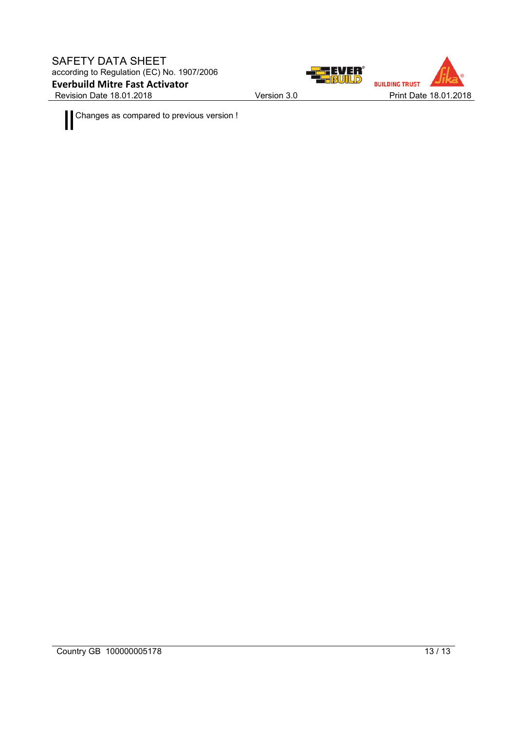Changes as compared to previous version !